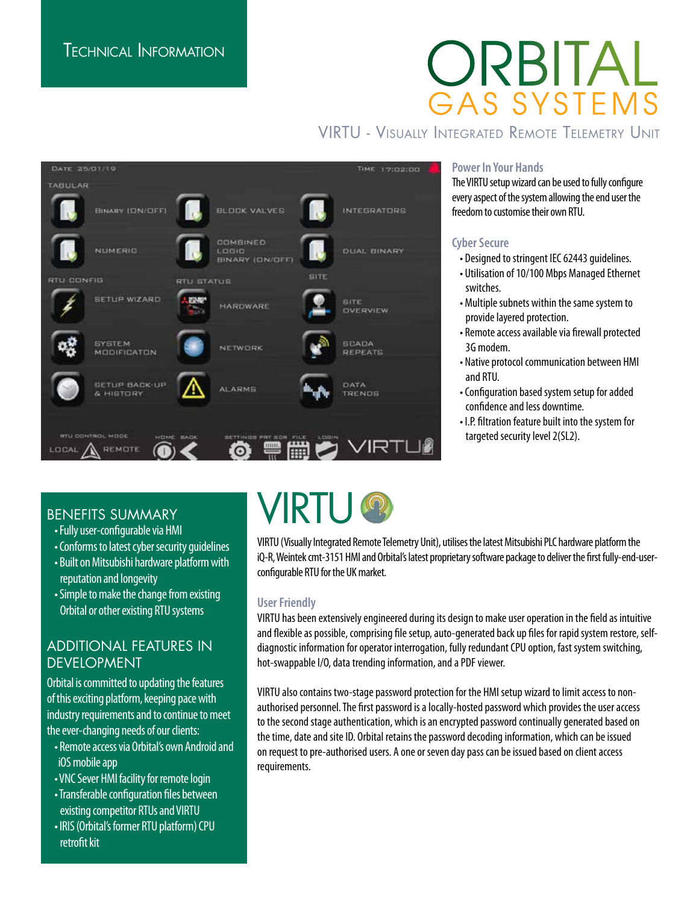# Technical Information

# ORBITAL GAS SYSTEMS

## VIRTU - Visually Integrated Remote Telemetry Unit

### Power In Your Hands

The VIRTU setup wizard can be used to fully configure every aspect of the system allowing the end user the freedom to customise their own RTU.

### Cyber Secure

- Designed to stringent IEC 62443 guidelines.
- Utilisation of 10/100 Mbps Managed Ethernet switches.
- Multiple subnets within the same system to provide layered protection.
- Remote access available via firewall protected 3G modem.
- Native protocol communication between HMI and RTU.
- Configuration based system setup for added confidence and less downtime.
- I.P. filtration feature built into the system for targeted security level 2(SL2).

## VIRTU

VIRTU (Visually Integrated Remote Telemetry Unit), utilises the latest Mitsubishi PLC hardware platform the iQ-R, Weintek cmt-3151 HMI and Orbital's latest proprietary software package to deliver the first fully-end-user-configurable RTU for the UK market.

### User Friendly

VIRTU has been extensively engineered during its design to make user operation in the field as intuitive and flexible as possible, comprising file setup, auto-generated back up files for rapid system restore, self-diagnostic information for operator interrogation, fully redundant CPU option, fast system switching, hot-swappable I/O, data trending information, and a PDF viewer.

VIRTU also contains two-stage password protection for the HMI setup wizard to limit access to non-authorised personnel. The first password is a locally-hosted password which provides the user access to the second stage authentication, which is an encrypted password continually generated based on the time, date and site ID. Orbital retains the password decoding information, which can be issued on request to pre-authorised users. A one or seven day pass can be issued based on client access requirements.

## Benefits Summary

- Fully user-configurable via HMI
- Conforms to latest cyber security guidelines
- Built on Mitsubishi hardware platform with reputation and longevity
- Simple to make the change from existing Orbital or other existing RTU systems

## Additional Features in Development

Orbital is committed to updating the features of this exciting platform, keeping pace with industry requirements and to continue to meet the ever-changing needs of our clients:

- Remote access via Orbital's own Android and iOS mobile app
- VNC Sever HMI facility for remote login
- Transferable configuration files between existing competitor RTUs and VIRTU
- IRIS (Orbital's former RTU platform) CPU retrofit kit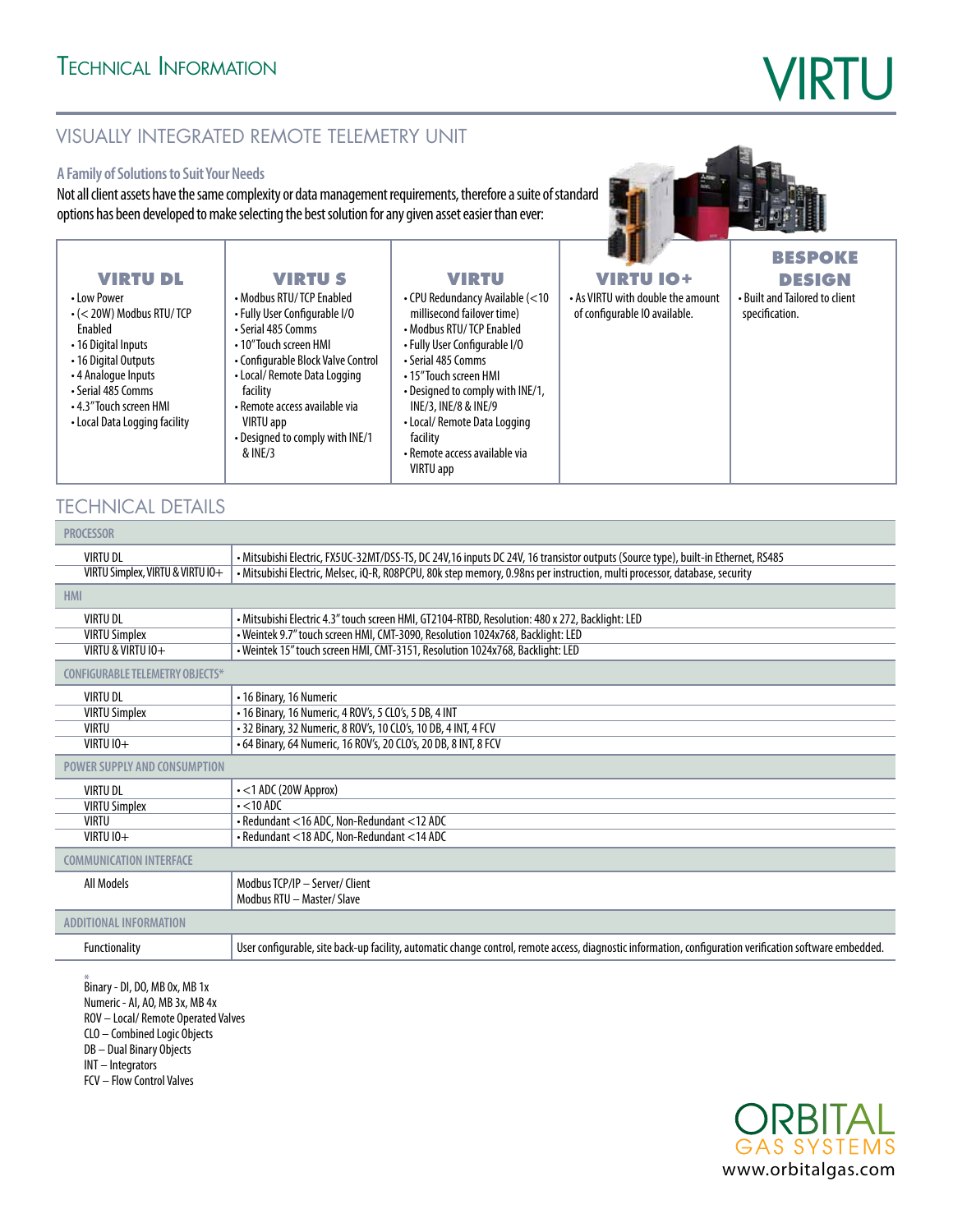# Technical Information

# VIRTU

## VISUALLY INTEGRATED REMOTE TELEMETRY UNIT

### A Family of Solutions to Suit Your Needs

Not all client assets have the same complexity or data management requirements, therefore a suite of standard options has been developed to make selecting the best solution for any given asset easier than ever:

| VIRTU DL | VIRTU S | VIRTU | VIRTU IO+ | BESPOKE DESIGN |
|---|---|---|---|---|
| • Low Power<br>• (< 20W) Modbus RTU/ TCP Enabled<br>• 16 Digital Inputs<br>• 16 Digital Outputs<br>• 4 Analogue Inputs<br>• Serial 485 Comms<br>• 4.3" Touch screen HMI<br>• Local Data Logging facility | • Modbus RTU/ TCP Enabled<br>• Fully User Configurable I/O<br>• Serial 485 Comms<br>• 10" Touch screen HMI<br>• Configurable Block Valve Control<br>• Local/ Remote Data Logging facility<br>• Remote access available via VIRTU app<br>• Designed to comply with INE/1 & INE/3 | • CPU Redundancy Available (<10 millisecond failover time)<br>• Modbus RTU/ TCP Enabled<br>• Fully User Configurable I/O<br>• Serial 485 Comms<br>• 15" Touch screen HMI<br>• Designed to comply with INE/1, INE/3, INE/8 & INE/9<br>• Local/ Remote Data Logging facility<br>• Remote access available via VIRTU app | • As VIRTU with double the amount of configurable IO available. | • Built and Tailored to client specification. |

## TECHNICAL DETAILS

| | |
|---|---|
| **PROCESSOR** | |
| VIRTU DL | • Mitsubishi Electric, FX5UC-32MT/DSS-TS, DC 24V,16 inputs DC 24V, 16 transistor outputs (Source type), built-in Ethernet, RS485 |
| VIRTU Simplex, VIRTU & VIRTU IO+ | • Mitsubishi Electric, Melsec, iQ-R, R08PCPU, 80k step memory, 0.98ns per instruction, multi processor, database, security |
| **HMI** | |
| VIRTU DL | • Mitsubishi Electric 4.3" touch screen HMI, GT2104-RTBD, Resolution: 480 x 272, Backlight: LED |
| VIRTU Simplex | • Weintek 9.7" touch screen HMI, CMT-3090, Resolution 1024x768, Backlight: LED |
| VIRTU & VIRTU IO+ | • Weintek 15" touch screen HMI, CMT-3151, Resolution 1024x768, Backlight: LED |
| **CONFIGURABLE TELEMETRY OBJECTS*** | |
| VIRTU DL | • 16 Binary, 16 Numeric |
| VIRTU Simplex | • 16 Binary, 16 Numeric, 4 ROV's, 5 CLO's, 5 DB, 4 INT |
| VIRTU | • 32 Binary, 32 Numeric, 8 ROV's, 10 CLO's, 10 DB, 4 INT, 4 FCV |
| VIRTU IO+ | • 64 Binary, 64 Numeric, 16 ROV's, 20 CLO's, 20 DB, 8 INT, 8 FCV |
| **POWER SUPPLY AND CONSUMPTION** | |
| VIRTU DL | • <1 ADC (20W Approx) |
| VIRTU Simplex | • <10 ADC |
| VIRTU | • Redundant <16 ADC, Non-Redundant <12 ADC |
| VIRTU IO+ | • Redundant <18 ADC, Non-Redundant <14 ADC |
| **COMMUNICATION INTERFACE** | |
| All Models | Modbus TCP/IP – Server/ Client<br>Modbus RTU – Master/ Slave |
| **ADDITIONAL INFORMATION** | |
| Functionality | User configurable, site back-up facility, automatic change control, remote access, diagnostic information, configuration verification software embedded. |

*
Binary - DI, DO, MB 0x, MB 1x
Numeric - AI, AO, MB 3x, MB 4x
ROV – Local/ Remote Operated Valves
CLO – Combined Logic Objects
DB – Dual Binary Objects
INT – Integrators
FCV – Flow Control Valves

ORBITAL GAS SYSTEMS
www.orbitalgas.com